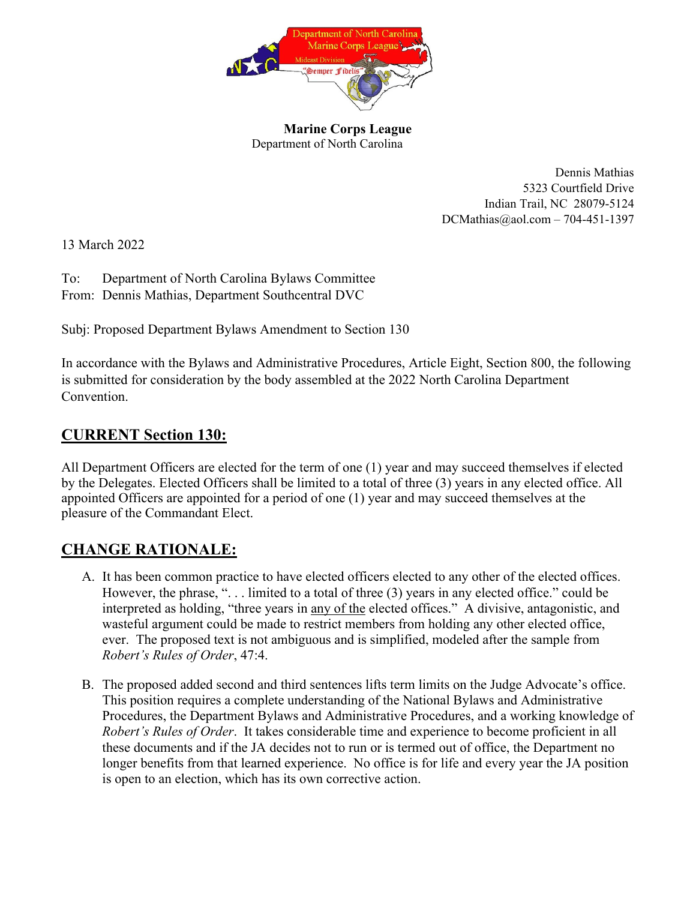**Marine Corps League**
Department of North Carolina

Dennis Mathias
5323 Courtfield Drive
Indian Trail, NC 28079-5124
DCMathias@aol.com – 704-451-1397

13 March 2022

To: Department of North Carolina Bylaws Committee
From: Dennis Mathias, Department Southcentral DVC

Subj: Proposed Department Bylaws Amendment to Section 130

In accordance with the Bylaws and Administrative Procedures, Article Eight, Section 800, the following is submitted for consideration by the body assembled at the 2022 North Carolina Department Convention.

## CURRENT Section 130:

All Department Officers are elected for the term of one (1) year and may succeed themselves if elected by the Delegates. Elected Officers shall be limited to a total of three (3) years in any elected office. All appointed Officers are appointed for a period of one (1) year and may succeed themselves at the pleasure of the Commandant Elect.

## CHANGE RATIONALE:

A. It has been common practice to have elected officers elected to any other of the elected offices. However, the phrase, ". . . limited to a total of three (3) years in any elected office." could be interpreted as holding, "three years in any of the elected offices." A divisive, antagonistic, and wasteful argument could be made to restrict members from holding any other elected office, ever. The proposed text is not ambiguous and is simplified, modeled after the sample from *Robert's Rules of Order*, 47:4.

B. The proposed added second and third sentences lifts term limits on the Judge Advocate's office. This position requires a complete understanding of the National Bylaws and Administrative Procedures, the Department Bylaws and Administrative Procedures, and a working knowledge of *Robert's Rules of Order*. It takes considerable time and experience to become proficient in all these documents and if the JA decides not to run or is termed out of office, the Department no longer benefits from that learned experience. No office is for life and every year the JA position is open to an election, which has its own corrective action.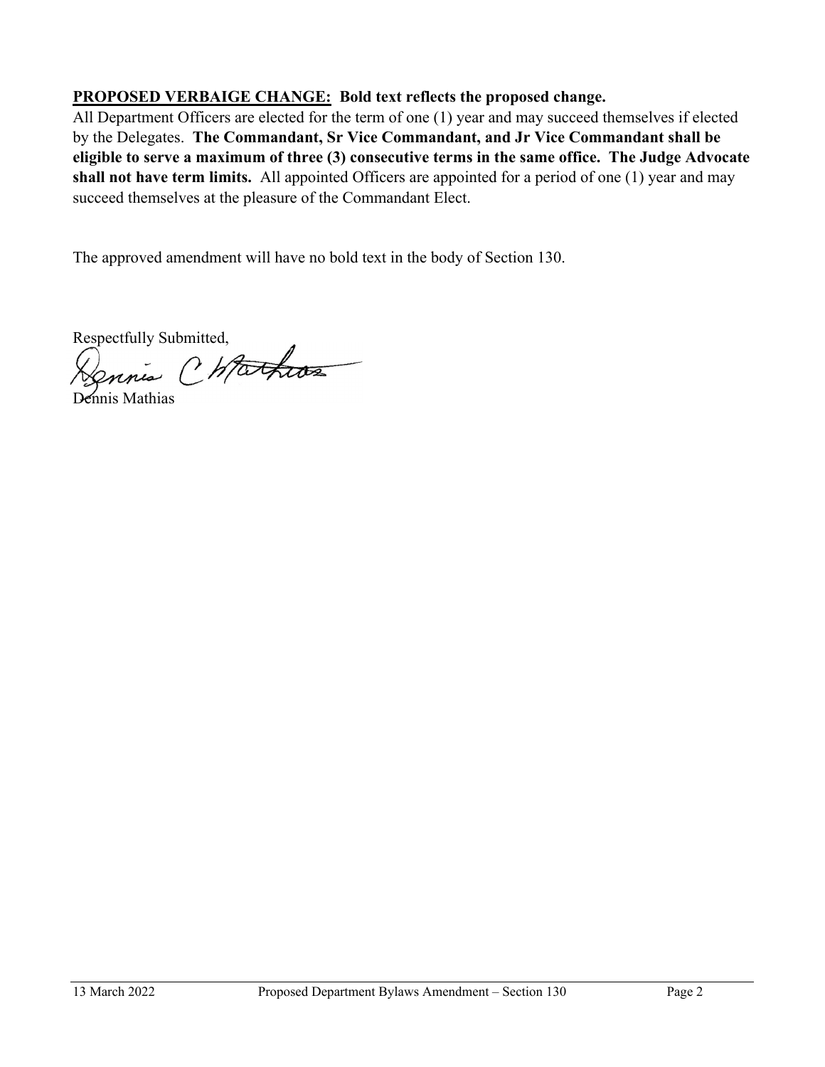**PROPOSED VERBAIGE CHANGE:** **Bold text reflects the proposed change.**

All Department Officers are elected for the term of one (1) year and may succeed themselves if elected by the Delegates. **The Commandant, Sr Vice Commandant, and Jr Vice Commandant shall be eligible to serve a maximum of three (3) consecutive terms in the same office. The Judge Advocate shall not have term limits.** All appointed Officers are appointed for a period of one (1) year and may succeed themselves at the pleasure of the Commandant Elect.

The approved amendment will have no bold text in the body of Section 130.

Respectfully Submitted,

Dennis C Mathias

Dennis Mathias